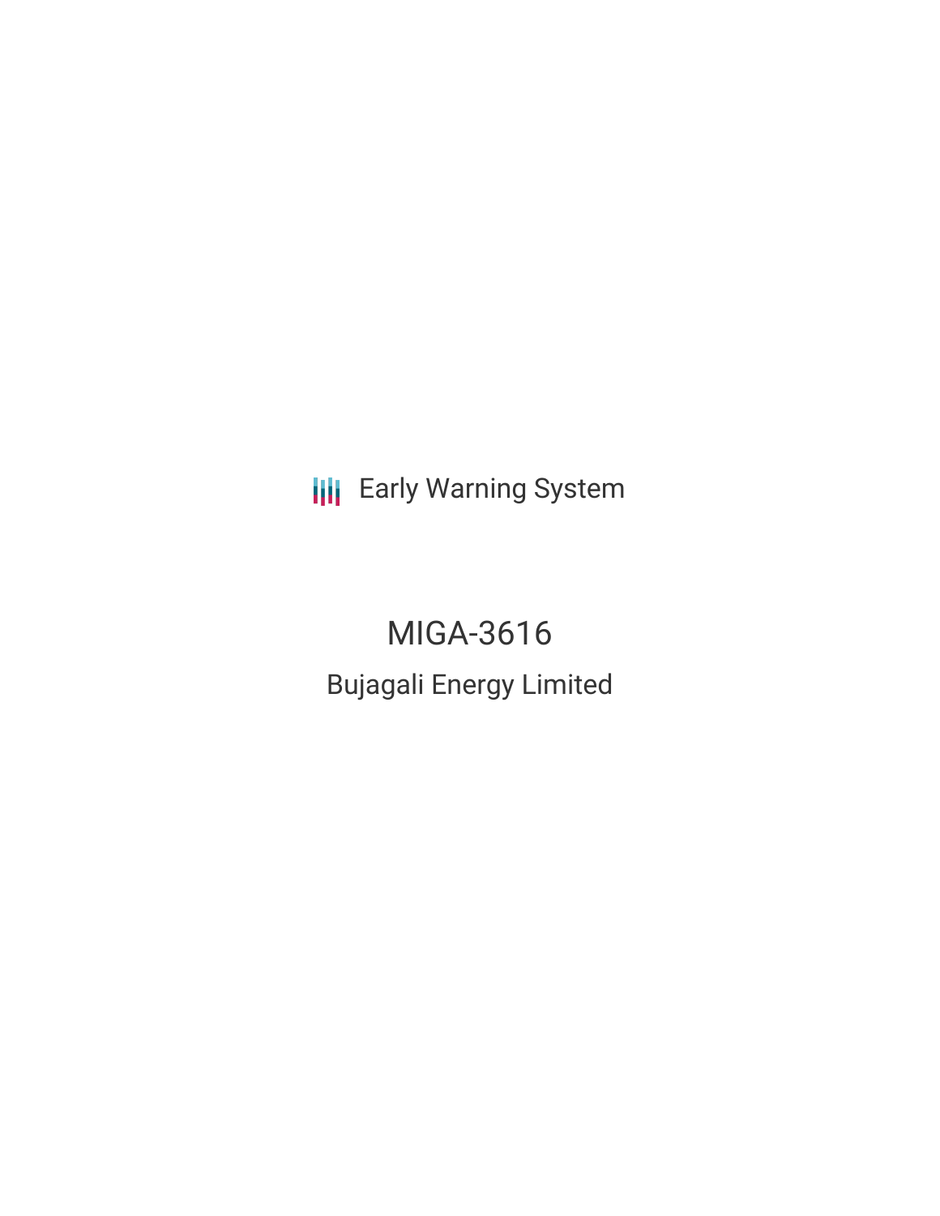Early Warning System

# MIGA-3616

## Bujagali Energy Limited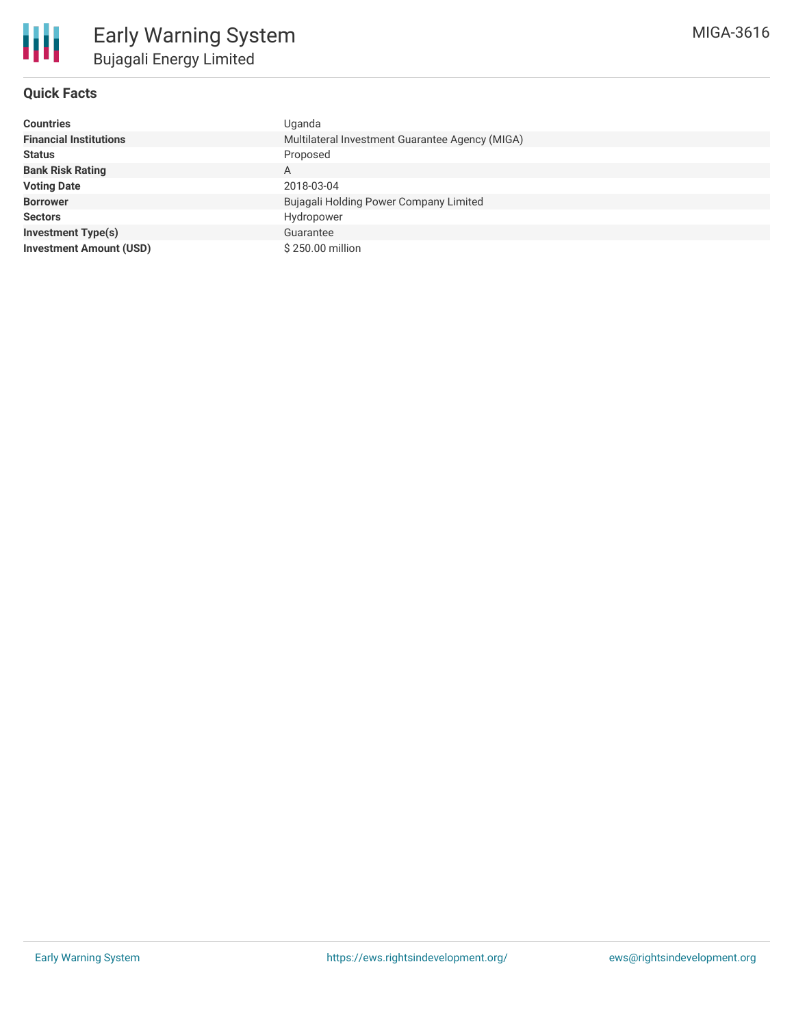# Early Warning System

## Bujagali Energy Limited

MIGA-3616

### Quick Facts

| | |
|---|---|
| **Countries** | Uganda |
| **Financial Institutions** | Multilateral Investment Guarantee Agency (MIGA) |
| **Status** | Proposed |
| **Bank Risk Rating** | A |
| **Voting Date** | 2018-03-04 |
| **Borrower** | Bujagali Holding Power Company Limited |
| **Sectors** | Hydropower |
| **Investment Type(s)** | Guarantee |
| **Investment Amount (USD)** | $ 250.00 million |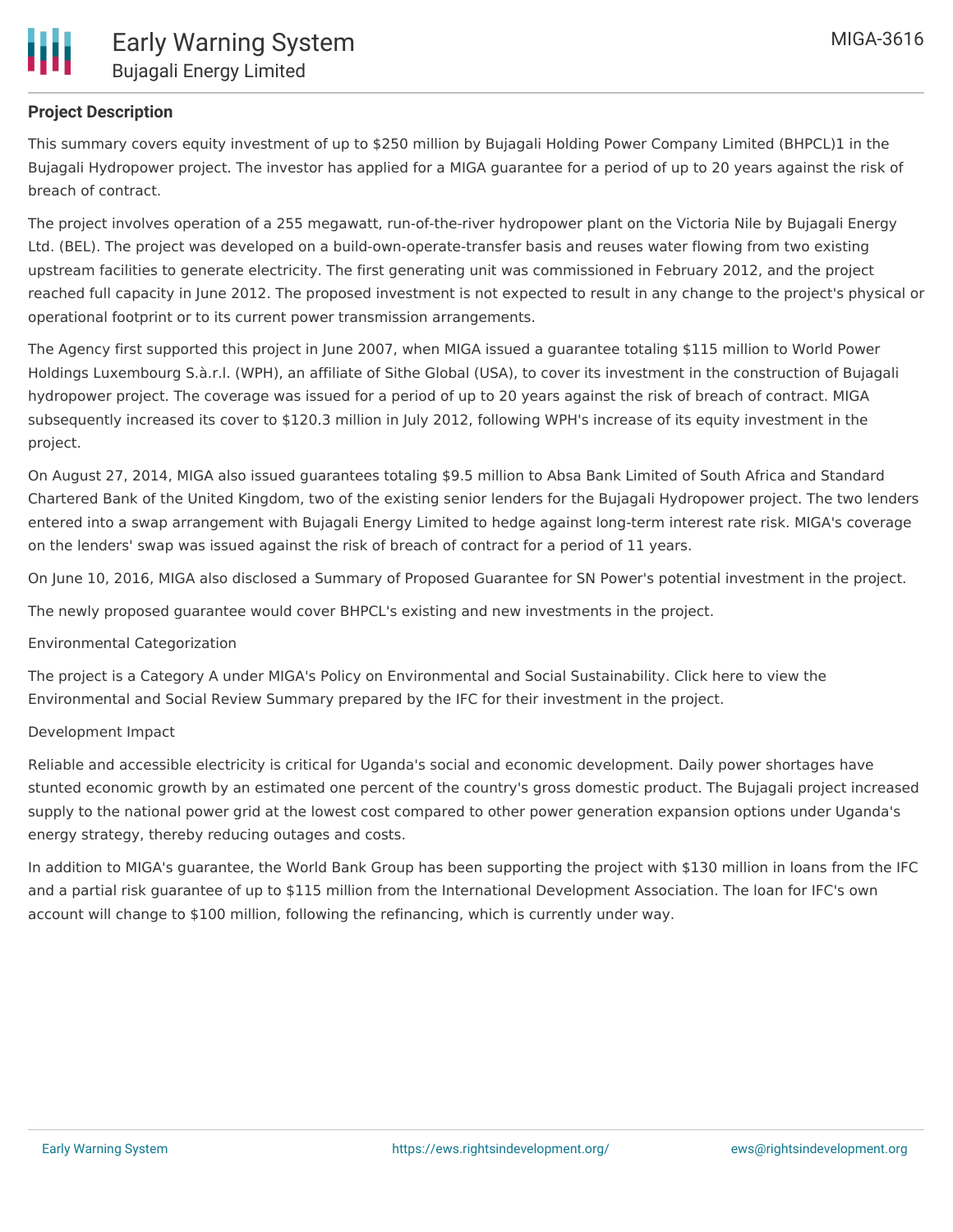## Project Description

This summary covers equity investment of up to $250 million by Bujagali Holding Power Company Limited (BHPCL)1 in the Bujagali Hydropower project. The investor has applied for a MIGA guarantee for a period of up to 20 years against the risk of breach of contract.

The project involves operation of a 255 megawatt, run-of-the-river hydropower plant on the Victoria Nile by Bujagali Energy Ltd. (BEL). The project was developed on a build-own-operate-transfer basis and reuses water flowing from two existing upstream facilities to generate electricity. The first generating unit was commissioned in February 2012, and the project reached full capacity in June 2012. The proposed investment is not expected to result in any change to the project's physical or operational footprint or to its current power transmission arrangements.

The Agency first supported this project in June 2007, when MIGA issued a guarantee totaling $115 million to World Power Holdings Luxembourg S.à.r.l. (WPH), an affiliate of Sithe Global (USA), to cover its investment in the construction of Bujagali hydropower project. The coverage was issued for a period of up to 20 years against the risk of breach of contract. MIGA subsequently increased its cover to $120.3 million in July 2012, following WPH's increase of its equity investment in the project.

On August 27, 2014, MIGA also issued guarantees totaling $9.5 million to Absa Bank Limited of South Africa and Standard Chartered Bank of the United Kingdom, two of the existing senior lenders for the Bujagali Hydropower project. The two lenders entered into a swap arrangement with Bujagali Energy Limited to hedge against long-term interest rate risk. MIGA's coverage on the lenders' swap was issued against the risk of breach of contract for a period of 11 years.

On June 10, 2016, MIGA also disclosed a Summary of Proposed Guarantee for SN Power's potential investment in the project.

The newly proposed guarantee would cover BHPCL's existing and new investments in the project.

Environmental Categorization

The project is a Category A under MIGA's Policy on Environmental and Social Sustainability. Click here to view the Environmental and Social Review Summary prepared by the IFC for their investment in the project.

Development Impact

Reliable and accessible electricity is critical for Uganda's social and economic development. Daily power shortages have stunted economic growth by an estimated one percent of the country's gross domestic product. The Bujagali project increased supply to the national power grid at the lowest cost compared to other power generation expansion options under Uganda's energy strategy, thereby reducing outages and costs.

In addition to MIGA's guarantee, the World Bank Group has been supporting the project with $130 million in loans from the IFC and a partial risk guarantee of up to $115 million from the International Development Association. The loan for IFC's own account will change to $100 million, following the refinancing, which is currently under way.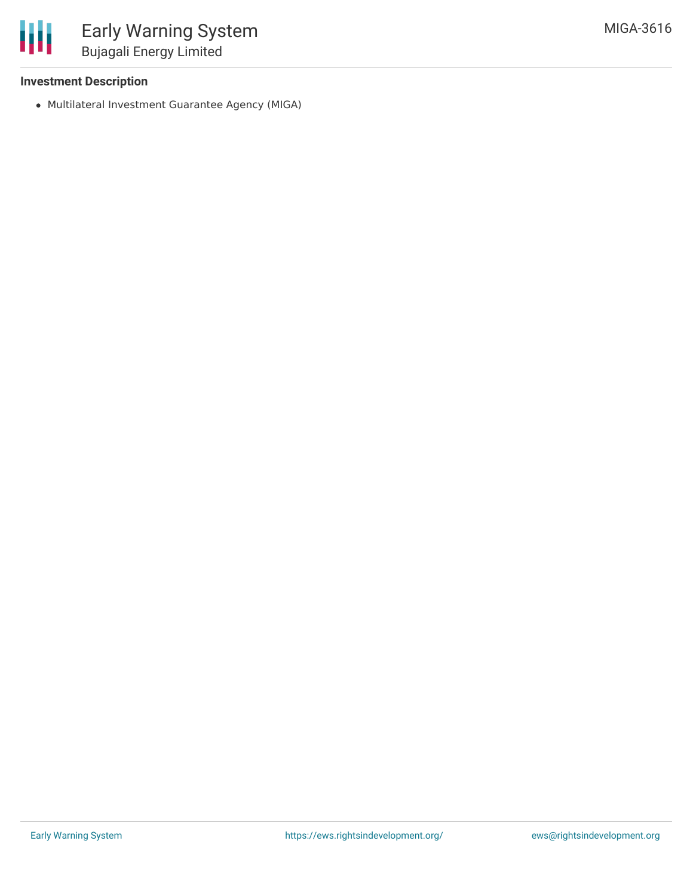**Investment Description**

- Multilateral Investment Guarantee Agency (MIGA)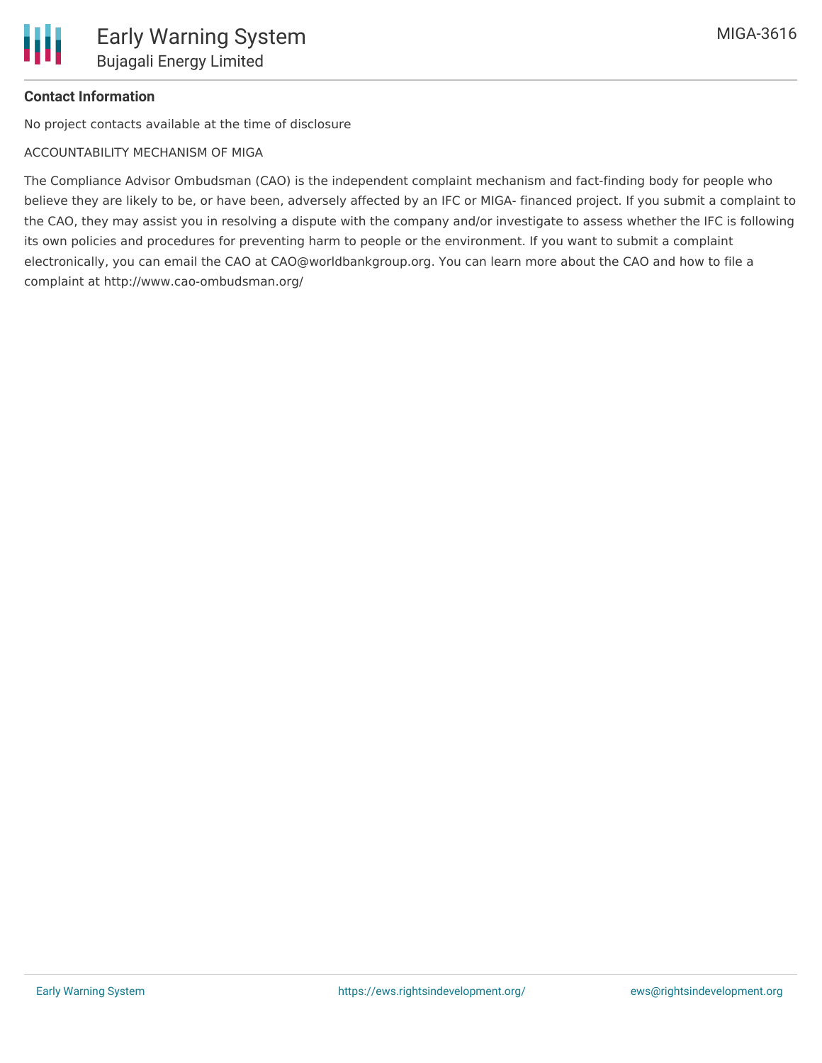**Contact Information**

No project contacts available at the time of disclosure

ACCOUNTABILITY MECHANISM OF MIGA

The Compliance Advisor Ombudsman (CAO) is the independent complaint mechanism and fact-finding body for people who believe they are likely to be, or have been, adversely affected by an IFC or MIGA- financed project. If you submit a complaint to the CAO, they may assist you in resolving a dispute with the company and/or investigate to assess whether the IFC is following its own policies and procedures for preventing harm to people or the environment. If you want to submit a complaint electronically, you can email the CAO at CAO@worldbankgroup.org. You can learn more about the CAO and how to file a complaint at http://www.cao-ombudsman.org/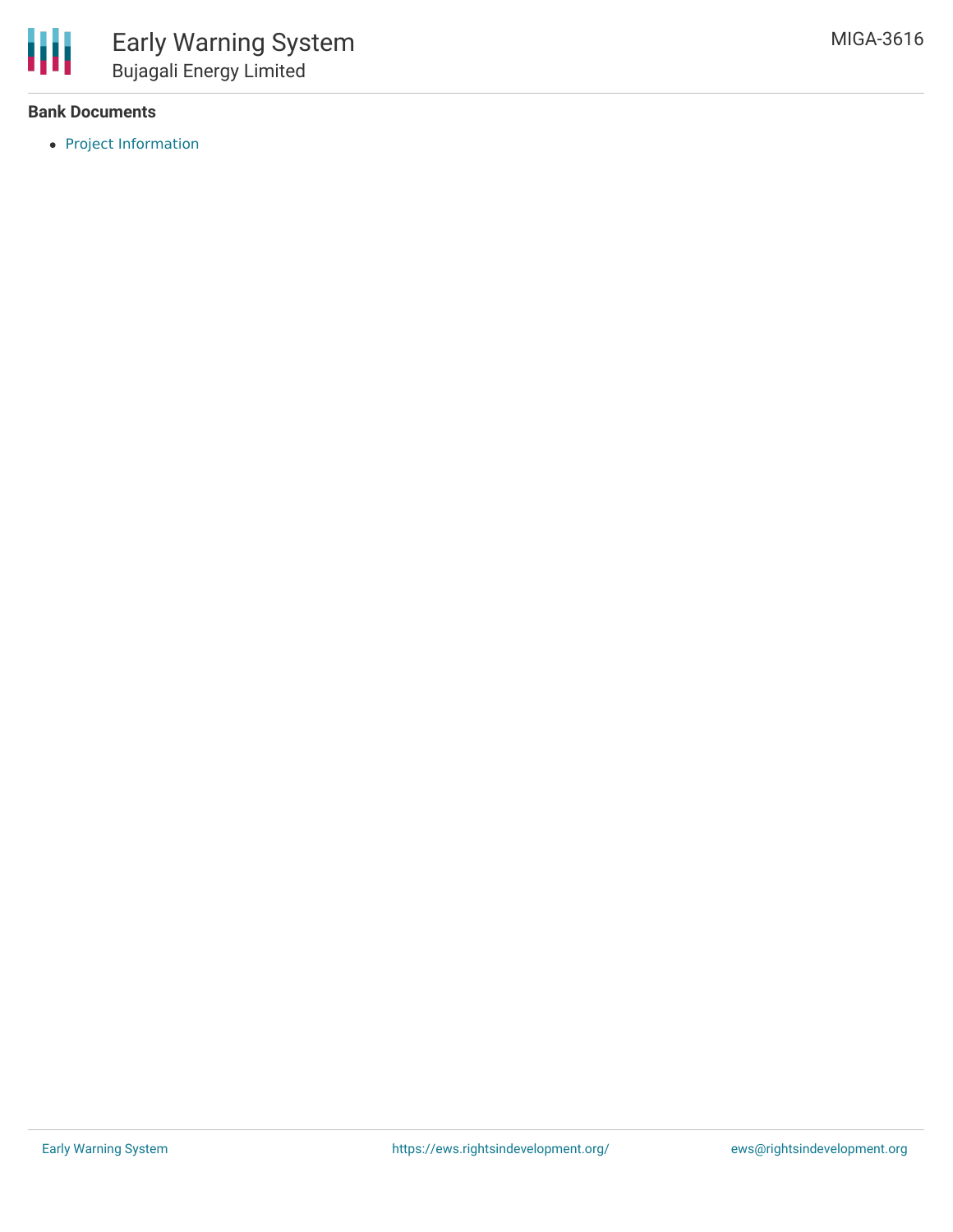### Bank Documents

- Project Information